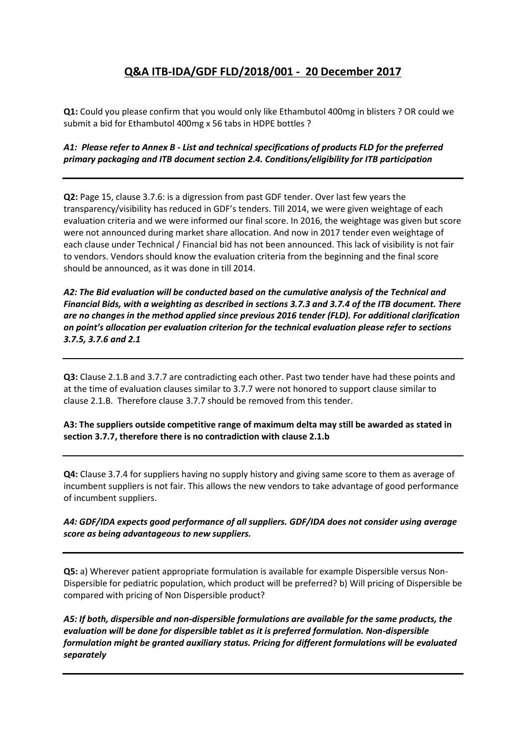# Q&A ITB-IDA/GDF FLD/2018/001 - 20 December 2017

**Q1:** Could you please confirm that you would only like Ethambutol 400mg in blisters ? OR could we submit a bid for Ethambutol 400mg x 56 tabs in HDPE bottles ?

***A1: Please refer to Annex B - List and technical specifications of products FLD for the preferred primary packaging and ITB document section 2.4. Conditions/eligibility for ITB participation***

---

**Q2:** Page 15, clause 3.7.6: is a digression from past GDF tender. Over last few years the transparency/visibility has reduced in GDF's tenders. Till 2014, we were given weightage of each evaluation criteria and we were informed our final score. In 2016, the weightage was given but score were not announced during market share allocation. And now in 2017 tender even weightage of each clause under Technical / Financial bid has not been announced. This lack of visibility is not fair to vendors. Vendors should know the evaluation criteria from the beginning and the final score should be announced, as it was done in till 2014.

***A2: The Bid evaluation will be conducted based on the cumulative analysis of the Technical and Financial Bids, with a weighting as described in sections 3.7.3 and 3.7.4 of the ITB document. There are no changes in the method applied since previous 2016 tender (FLD). For additional clarification on point's allocation per evaluation criterion for the technical evaluation please refer to sections 3.7.5, 3.7.6 and 2.1***

---

**Q3:** Clause 2.1.B and 3.7.7 are contradicting each other. Past two tender have had these points and at the time of evaluation clauses similar to 3.7.7 were not honored to support clause similar to clause 2.1.B. Therefore clause 3.7.7 should be removed from this tender.

**A3: The suppliers outside competitive range of maximum delta may still be awarded as stated in section 3.7.7, therefore there is no contradiction with clause 2.1.b**

---

**Q4:** Clause 3.7.4 for suppliers having no supply history and giving same score to them as average of incumbent suppliers is not fair. This allows the new vendors to take advantage of good performance of incumbent suppliers.

***A4: GDF/IDA expects good performance of all suppliers. GDF/IDA does not consider using average score as being advantageous to new suppliers.***

---

**Q5:** a) Wherever patient appropriate formulation is available for example Dispersible versus Non-Dispersible for pediatric population, which product will be preferred? b) Will pricing of Dispersible be compared with pricing of Non Dispersible product?

***A5: If both, dispersible and non-dispersible formulations are available for the same products, the evaluation will be done for dispersible tablet as it is preferred formulation. Non-dispersible formulation might be granted auxiliary status. Pricing for different formulations will be evaluated separately***

---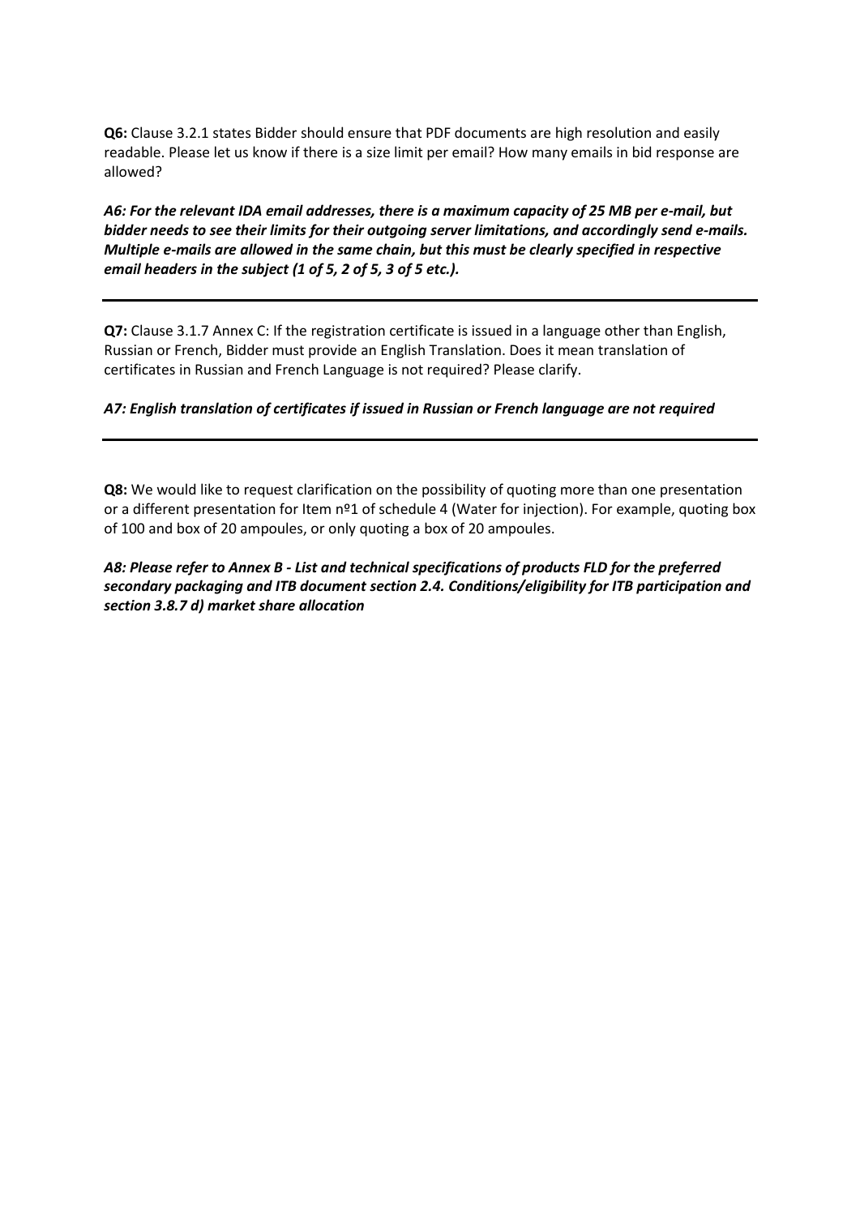**Q6:** Clause 3.2.1 states Bidder should ensure that PDF documents are high resolution and easily readable. Please let us know if there is a size limit per email? How many emails in bid response are allowed?

***A6: For the relevant IDA email addresses, there is a maximum capacity of 25 MB per e-mail, but bidder needs to see their limits for their outgoing server limitations, and accordingly send e-mails. Multiple e-mails are allowed in the same chain, but this must be clearly specified in respective email headers in the subject (1 of 5, 2 of 5, 3 of 5 etc.).***

---

**Q7:** Clause 3.1.7 Annex C: If the registration certificate is issued in a language other than English, Russian or French, Bidder must provide an English Translation. Does it mean translation of certificates in Russian and French Language is not required? Please clarify.

***A7: English translation of certificates if issued in Russian or French language are not required***

---

**Q8:** We would like to request clarification on the possibility of quoting more than one presentation or a different presentation for Item nº1 of schedule 4 (Water for injection). For example, quoting box of 100 and box of 20 ampoules, or only quoting a box of 20 ampoules.

***A8: Please refer to Annex B - List and technical specifications of products FLD for the preferred secondary packaging and ITB document section 2.4. Conditions/eligibility for ITB participation and section 3.8.7 d) market share allocation***